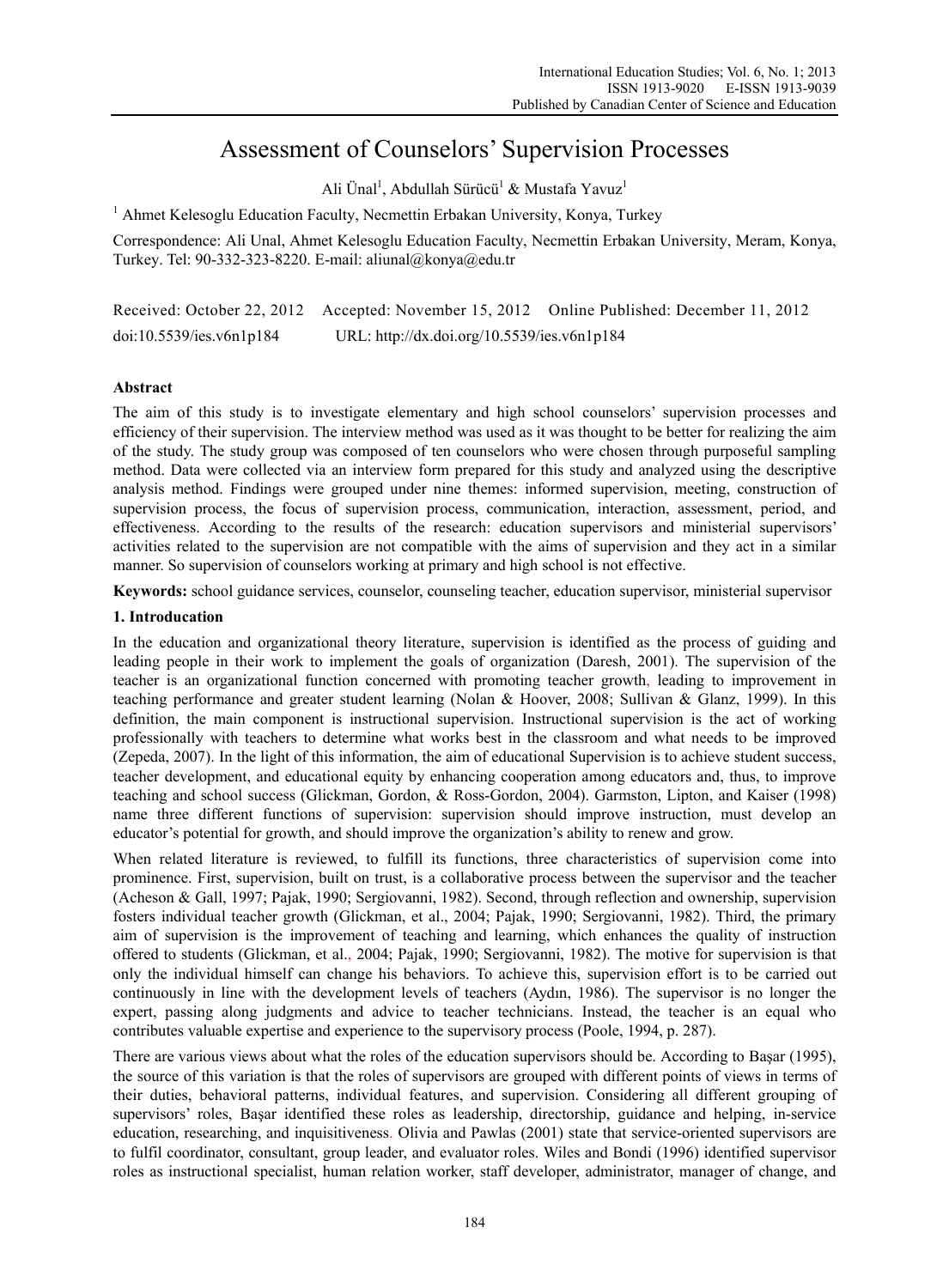# Assessment of Counselors' Supervision Processes

Ali Ünal[1], Abdullah Sürücü[1] & Mustafa Yavuz[1]

[1] Ahmet Kelesoglu Education Faculty, Necmettin Erbakan University, Konya, Turkey

Correspondence: Ali Unal, Ahmet Kelesoglu Education Faculty, Necmettin Erbakan University, Meram, Konya, Turkey. Tel: 90-332-323-8220. E-mail: aliunal@konya@edu.tr

Received: October 22, 2012 Accepted: November 15, 2012 Online Published: December 11, 2012

doi:10.5539/ies.v6n1p184 URL: http://dx.doi.org/10.5539/ies.v6n1p184

## Abstract

The aim of this study is to investigate elementary and high school counselors' supervision processes and efficiency of their supervision. The interview method was used as it was thought to be better for realizing the aim of the study. The study group was composed of ten counselors who were chosen through purposeful sampling method. Data were collected via an interview form prepared for this study and analyzed using the descriptive analysis method. Findings were grouped under nine themes: informed supervision, meeting, construction of supervision process, the focus of supervision process, communication, interaction, assessment, period, and effectiveness. According to the results of the research: education supervisors and ministerial supervisors' activities related to the supervision are not compatible with the aims of supervision and they act in a similar manner. So supervision of counselors working at primary and high school is not effective.

**Keywords:** school guidance services, counselor, counseling teacher, education supervisor, ministerial supervisor

## 1. Introducation

In the education and organizational theory literature, supervision is identified as the process of guiding and leading people in their work to implement the goals of organization (Daresh, 2001). The supervision of the teacher is an organizational function concerned with promoting teacher growth, leading to improvement in teaching performance and greater student learning (Nolan & Hoover, 2008; Sullivan & Glanz, 1999). In this definition, the main component is instructional supervision. Instructional supervision is the act of working professionally with teachers to determine what works best in the classroom and what needs to be improved (Zepeda, 2007). In the light of this information, the aim of educational Supervision is to achieve student success, teacher development, and educational equity by enhancing cooperation among educators and, thus, to improve teaching and school success (Glickman, Gordon, & Ross-Gordon, 2004). Garmston, Lipton, and Kaiser (1998) name three different functions of supervision: supervision should improve instruction, must develop an educator's potential for growth, and should improve the organization's ability to renew and grow.

When related literature is reviewed, to fulfill its functions, three characteristics of supervision come into prominence. First, supervision, built on trust, is a collaborative process between the supervisor and the teacher (Acheson & Gall, 1997; Pajak, 1990; Sergiovanni, 1982). Second, through reflection and ownership, supervision fosters individual teacher growth (Glickman, et al., 2004; Pajak, 1990; Sergiovanni, 1982). Third, the primary aim of supervision is the improvement of teaching and learning, which enhances the quality of instruction offered to students (Glickman, et al., 2004; Pajak, 1990; Sergiovanni, 1982). The motive for supervision is that only the individual himself can change his behaviors. To achieve this, supervision effort is to be carried out continuously in line with the development levels of teachers (Aydın, 1986). The supervisor is no longer the expert, passing along judgments and advice to teacher technicians. Instead, the teacher is an equal who contributes valuable expertise and experience to the supervisory process (Poole, 1994, p. 287).

There are various views about what the roles of the education supervisors should be. According to Başar (1995), the source of this variation is that the roles of supervisors are grouped with different points of views in terms of their duties, behavioral patterns, individual features, and supervision. Considering all different grouping of supervisors' roles, Başar identified these roles as leadership, directorship, guidance and helping, in-service education, researching, and inquisitiveness. Olivia and Pawlas (2001) state that service-oriented supervisors are to fulfil coordinator, consultant, group leader, and evaluator roles. Wiles and Bondi (1996) identified supervisor roles as instructional specialist, human relation worker, staff developer, administrator, manager of change, and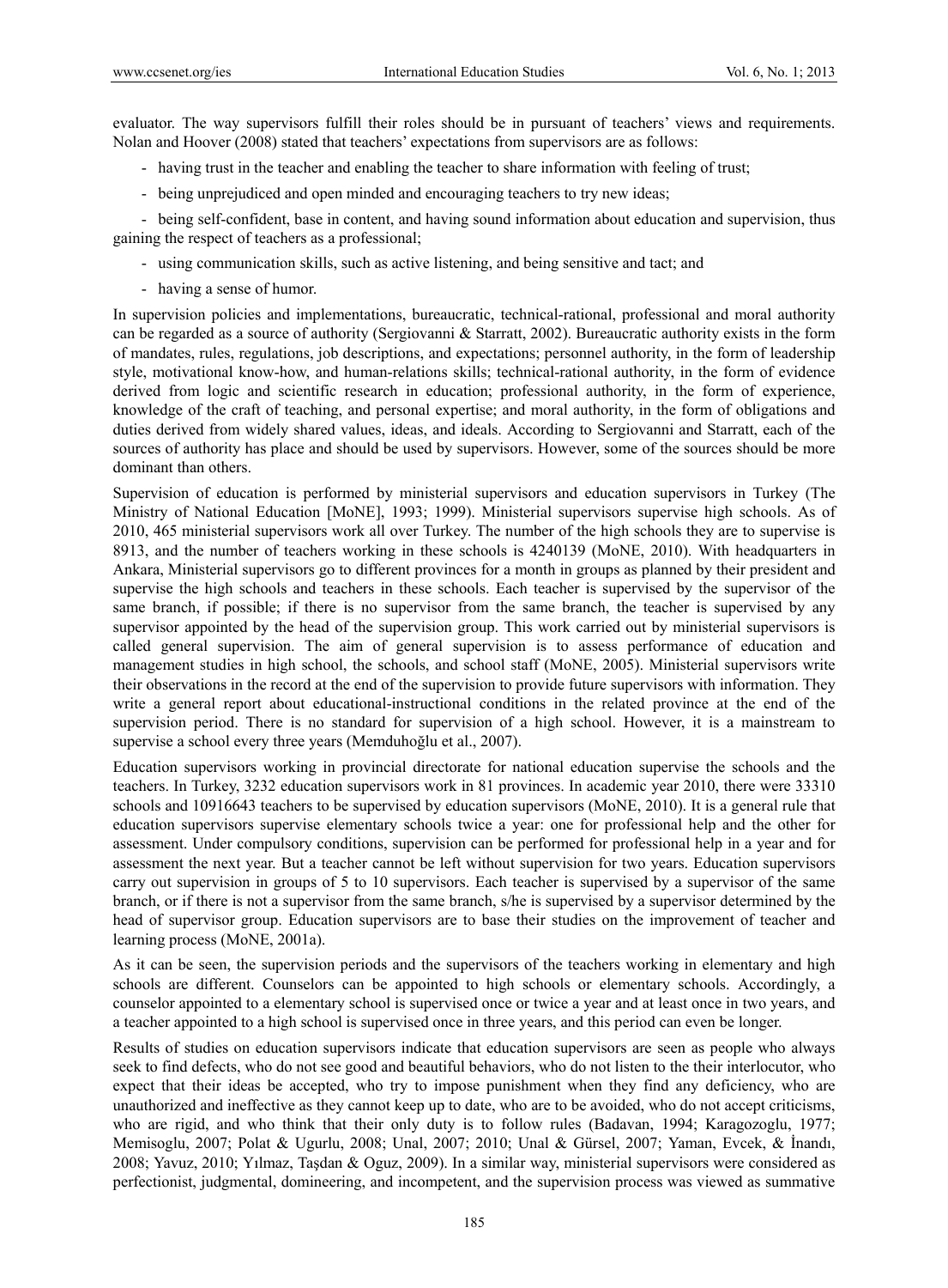evaluator. The way supervisors fulfill their roles should be in pursuant of teachers' views and requirements. Nolan and Hoover (2008) stated that teachers' expectations from supervisors are as follows:

- having trust in the teacher and enabling the teacher to share information with feeling of trust;
- being unprejudiced and open minded and encouraging teachers to try new ideas;
- being self-confident, base in content, and having sound information about education and supervision, thus gaining the respect of teachers as a professional;
- using communication skills, such as active listening, and being sensitive and tact; and
- having a sense of humor.

In supervision policies and implementations, bureaucratic, technical-rational, professional and moral authority can be regarded as a source of authority (Sergiovanni & Starratt, 2002). Bureaucratic authority exists in the form of mandates, rules, regulations, job descriptions, and expectations; personnel authority, in the form of leadership style, motivational know-how, and human-relations skills; technical-rational authority, in the form of evidence derived from logic and scientific research in education; professional authority, in the form of experience, knowledge of the craft of teaching, and personal expertise; and moral authority, in the form of obligations and duties derived from widely shared values, ideas, and ideals. According to Sergiovanni and Starratt, each of the sources of authority has place and should be used by supervisors. However, some of the sources should be more dominant than others.

Supervision of education is performed by ministerial supervisors and education supervisors in Turkey (The Ministry of National Education [MoNE], 1993; 1999). Ministerial supervisors supervise high schools. As of 2010, 465 ministerial supervisors work all over Turkey. The number of the high schools they are to supervise is 8913, and the number of teachers working in these schools is 4240139 (MoNE, 2010). With headquarters in Ankara, Ministerial supervisors go to different provinces for a month in groups as planned by their president and supervise the high schools and teachers in these schools. Each teacher is supervised by the supervisor of the same branch, if possible; if there is no supervisor from the same branch, the teacher is supervised by any supervisor appointed by the head of the supervision group. This work carried out by ministerial supervisors is called general supervision. The aim of general supervision is to assess performance of education and management studies in high school, the schools, and school staff (MoNE, 2005). Ministerial supervisors write their observations in the record at the end of the supervision to provide future supervisors with information. They write a general report about educational-instructional conditions in the related province at the end of the supervision period. There is no standard for supervision of a high school. However, it is a mainstream to supervise a school every three years (Memduhoğlu et al., 2007).

Education supervisors working in provincial directorate for national education supervise the schools and the teachers. In Turkey, 3232 education supervisors work in 81 provinces. In academic year 2010, there were 33310 schools and 10916643 teachers to be supervised by education supervisors (MoNE, 2010). It is a general rule that education supervisors supervise elementary schools twice a year: one for professional help and the other for assessment. Under compulsory conditions, supervision can be performed for professional help in a year and for assessment the next year. But a teacher cannot be left without supervision for two years. Education supervisors carry out supervision in groups of 5 to 10 supervisors. Each teacher is supervised by a supervisor of the same branch, or if there is not a supervisor from the same branch, s/he is supervised by a supervisor determined by the head of supervisor group. Education supervisors are to base their studies on the improvement of teacher and learning process (MoNE, 2001a).

As it can be seen, the supervision periods and the supervisors of the teachers working in elementary and high schools are different. Counselors can be appointed to high schools or elementary schools. Accordingly, a counselor appointed to a elementary school is supervised once or twice a year and at least once in two years, and a teacher appointed to a high school is supervised once in three years, and this period can even be longer.

Results of studies on education supervisors indicate that education supervisors are seen as people who always seek to find defects, who do not see good and beautiful behaviors, who do not listen to the their interlocutor, who expect that their ideas be accepted, who try to impose punishment when they find any deficiency, who are unauthorized and ineffective as they cannot keep up to date, who are to be avoided, who do not accept criticisms, who are rigid, and who think that their only duty is to follow rules (Badavan, 1994; Karagozoglu, 1977; Memisoglu, 2007; Polat & Ugurlu, 2008; Unal, 2007; 2010; Unal & Gürsel, 2007; Yaman, Evcek, & İnandı, 2008; Yavuz, 2010; Yılmaz, Taşdan & Oguz, 2009). In a similar way, ministerial supervisors were considered as perfectionist, judgmental, domineering, and incompetent, and the supervision process was viewed as summative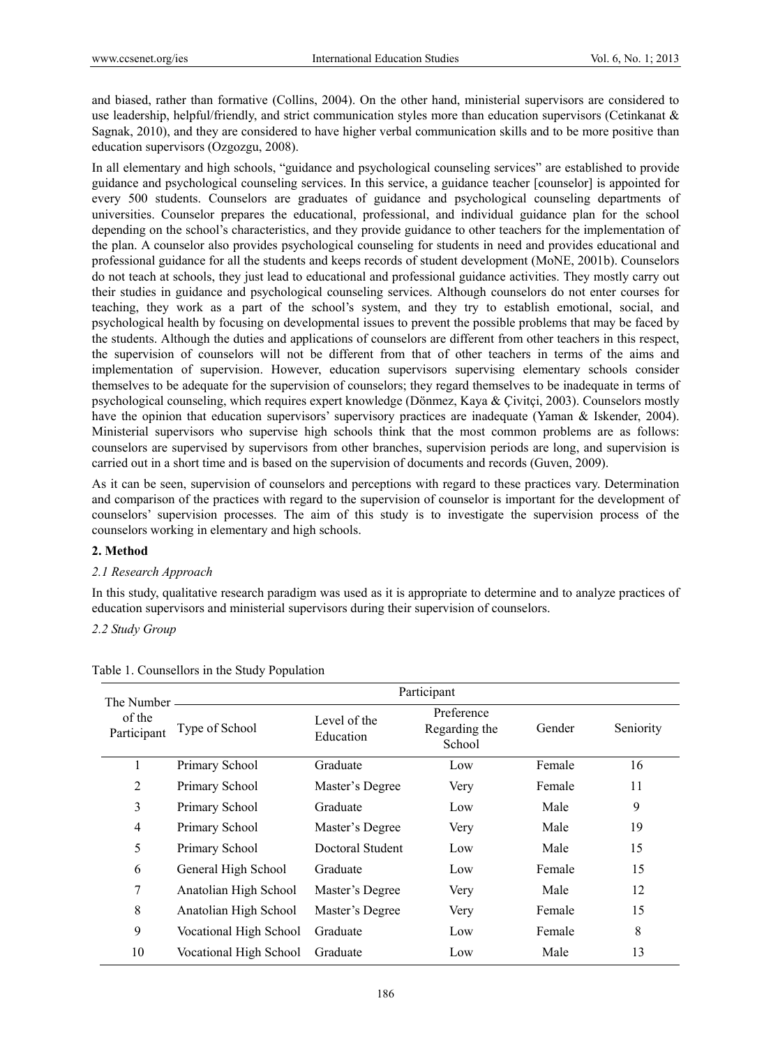and biased, rather than formative (Collins, 2004). On the other hand, ministerial supervisors are considered to use leadership, helpful/friendly, and strict communication styles more than education supervisors (Cetinkanat & Sagnak, 2010), and they are considered to have higher verbal communication skills and to be more positive than education supervisors (Ozgozgu, 2008).

In all elementary and high schools, "guidance and psychological counseling services" are established to provide guidance and psychological counseling services. In this service, a guidance teacher [counselor] is appointed for every 500 students. Counselors are graduates of guidance and psychological counseling departments of universities. Counselor prepares the educational, professional, and individual guidance plan for the school depending on the school's characteristics, and they provide guidance to other teachers for the implementation of the plan. A counselor also provides psychological counseling for students in need and provides educational and professional guidance for all the students and keeps records of student development (MoNE, 2001b). Counselors do not teach at schools, they just lead to educational and professional guidance activities. They mostly carry out their studies in guidance and psychological counseling services. Although counselors do not enter courses for teaching, they work as a part of the school's system, and they try to establish emotional, social, and psychological health by focusing on developmental issues to prevent the possible problems that may be faced by the students. Although the duties and applications of counselors are different from other teachers in this respect, the supervision of counselors will not be different from that of other teachers in terms of the aims and implementation of supervision. However, education supervisors supervising elementary schools consider themselves to be adequate for the supervision of counselors; they regard themselves to be inadequate in terms of psychological counseling, which requires expert knowledge (Dönmez, Kaya & Çivitçi, 2003). Counselors mostly have the opinion that education supervisors' supervisory practices are inadequate (Yaman & Iskender, 2004). Ministerial supervisors who supervise high schools think that the most common problems are as follows: counselors are supervised by supervisors from other branches, supervision periods are long, and supervision is carried out in a short time and is based on the supervision of documents and records (Guven, 2009).

As it can be seen, supervision of counselors and perceptions with regard to these practices vary. Determination and comparison of the practices with regard to the supervision of counselor is important for the development of counselors' supervision processes. The aim of this study is to investigate the supervision process of the counselors working in elementary and high schools.

## 2. Method

### *2.1 Research Approach*

In this study, qualitative research paradigm was used as it is appropriate to determine and to analyze practices of education supervisors and ministerial supervisors during their supervision of counselors.

### *2.2 Study Group*

Table 1. Counsellors in the Study Population

| The Number of the Participant | Participant | | | | |
|---|---|---|---|---|---|
| | Type of School | Level of the Education | Preference Regarding the School | Gender | Seniority |
| 1 | Primary School | Graduate | Low | Female | 16 |
| 2 | Primary School | Master's Degree | Very | Female | 11 |
| 3 | Primary School | Graduate | Low | Male | 9 |
| 4 | Primary School | Master's Degree | Very | Male | 19 |
| 5 | Primary School | Doctoral Student | Low | Male | 15 |
| 6 | General High School | Graduate | Low | Female | 15 |
| 7 | Anatolian High School | Master's Degree | Very | Male | 12 |
| 8 | Anatolian High School | Master's Degree | Very | Female | 15 |
| 9 | Vocational High School | Graduate | Low | Female | 8 |
| 10 | Vocational High School | Graduate | Low | Male | 13 |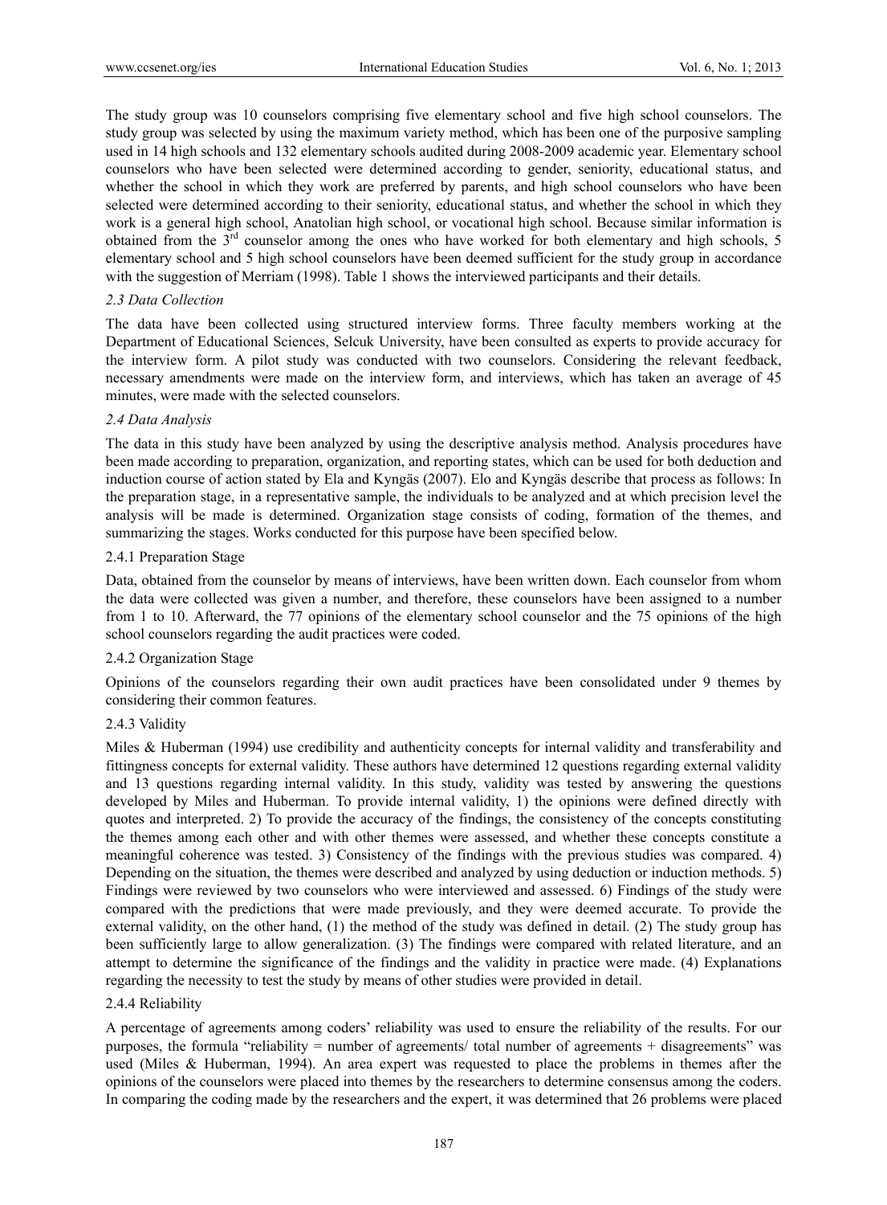The study group was 10 counselors comprising five elementary school and five high school counselors. The study group was selected by using the maximum variety method, which has been one of the purposive sampling used in 14 high schools and 132 elementary schools audited during 2008-2009 academic year. Elementary school counselors who have been selected were determined according to gender, seniority, educational status, and whether the school in which they work are preferred by parents, and high school counselors who have been selected were determined according to their seniority, educational status, and whether the school in which they work is a general high school, Anatolian high school, or vocational high school. Because similar information is obtained from the 3rd counselor among the ones who have worked for both elementary and high schools, 5 elementary school and 5 high school counselors have been deemed sufficient for the study group in accordance with the suggestion of Merriam (1998). Table 1 shows the interviewed participants and their details.

### *2.3 Data Collection*

The data have been collected using structured interview forms. Three faculty members working at the Department of Educational Sciences, Selcuk University, have been consulted as experts to provide accuracy for the interview form. A pilot study was conducted with two counselors. Considering the relevant feedback, necessary amendments were made on the interview form, and interviews, which has taken an average of 45 minutes, were made with the selected counselors.

### *2.4 Data Analysis*

The data in this study have been analyzed by using the descriptive analysis method. Analysis procedures have been made according to preparation, organization, and reporting states, which can be used for both deduction and induction course of action stated by Ela and Kyngäs (2007). Elo and Kyngäs describe that process as follows: In the preparation stage, in a representative sample, the individuals to be analyzed and at which precision level the analysis will be made is determined. Organization stage consists of coding, formation of the themes, and summarizing the stages. Works conducted for this purpose have been specified below.

#### 2.4.1 Preparation Stage

Data, obtained from the counselor by means of interviews, have been written down. Each counselor from whom the data were collected was given a number, and therefore, these counselors have been assigned to a number from 1 to 10. Afterward, the 77 opinions of the elementary school counselor and the 75 opinions of the high school counselors regarding the audit practices were coded.

#### 2.4.2 Organization Stage

Opinions of the counselors regarding their own audit practices have been consolidated under 9 themes by considering their common features.

#### 2.4.3 Validity

Miles & Huberman (1994) use credibility and authenticity concepts for internal validity and transferability and fittingness concepts for external validity. These authors have determined 12 questions regarding external validity and 13 questions regarding internal validity. In this study, validity was tested by answering the questions developed by Miles and Huberman. To provide internal validity, 1) the opinions were defined directly with quotes and interpreted. 2) To provide the accuracy of the findings, the consistency of the concepts constituting the themes among each other and with other themes were assessed, and whether these concepts constitute a meaningful coherence was tested. 3) Consistency of the findings with the previous studies was compared. 4) Depending on the situation, the themes were described and analyzed by using deduction or induction methods. 5) Findings were reviewed by two counselors who were interviewed and assessed. 6) Findings of the study were compared with the predictions that were made previously, and they were deemed accurate. To provide the external validity, on the other hand, (1) the method of the study was defined in detail. (2) The study group has been sufficiently large to allow generalization. (3) The findings were compared with related literature, and an attempt to determine the significance of the findings and the validity in practice were made. (4) Explanations regarding the necessity to test the study by means of other studies were provided in detail.

#### 2.4.4 Reliability

A percentage of agreements among coders' reliability was used to ensure the reliability of the results. For our purposes, the formula "reliability = number of agreements/ total number of agreements + disagreements" was used (Miles & Huberman, 1994). An area expert was requested to place the problems in themes after the opinions of the counselors were placed into themes by the researchers to determine consensus among the coders. In comparing the coding made by the researchers and the expert, it was determined that 26 problems were placed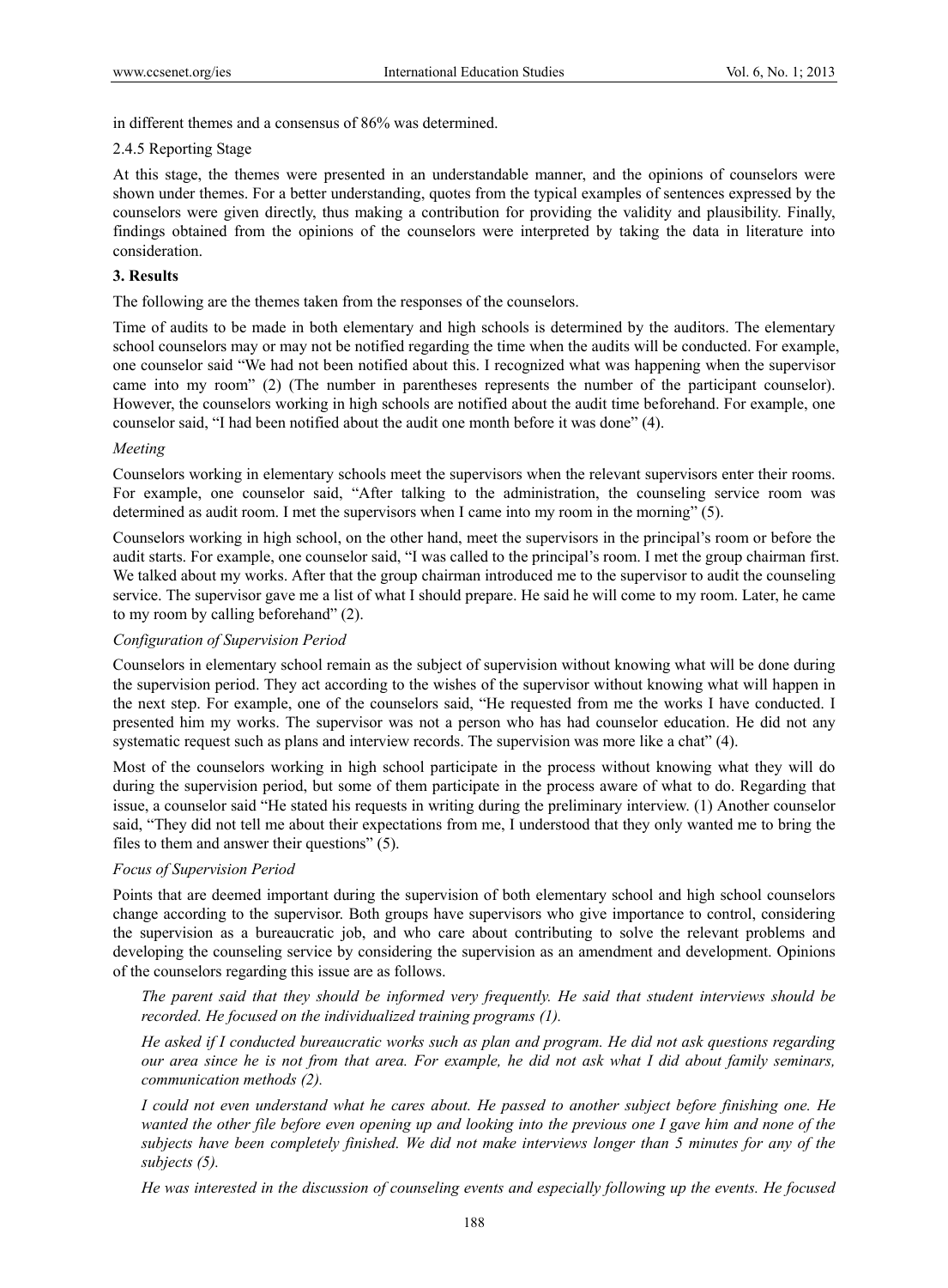in different themes and a consensus of 86% was determined.

2.4.5 Reporting Stage

At this stage, the themes were presented in an understandable manner, and the opinions of counselors were shown under themes. For a better understanding, quotes from the typical examples of sentences expressed by the counselors were given directly, thus making a contribution for providing the validity and plausibility. Finally, findings obtained from the opinions of the counselors were interpreted by taking the data in literature into consideration.

## 3. Results

The following are the themes taken from the responses of the counselors.

Time of audits to be made in both elementary and high schools is determined by the auditors. The elementary school counselors may or may not be notified regarding the time when the audits will be conducted. For example, one counselor said "We had not been notified about this. I recognized what was happening when the supervisor came into my room" (2) (The number in parentheses represents the number of the participant counselor). However, the counselors working in high schools are notified about the audit time beforehand. For example, one counselor said, "I had been notified about the audit one month before it was done" (4).

*Meeting*

Counselors working in elementary schools meet the supervisors when the relevant supervisors enter their rooms. For example, one counselor said, "After talking to the administration, the counseling service room was determined as audit room. I met the supervisors when I came into my room in the morning" (5).

Counselors working in high school, on the other hand, meet the supervisors in the principal's room or before the audit starts. For example, one counselor said, "I was called to the principal's room. I met the group chairman first. We talked about my works. After that the group chairman introduced me to the supervisor to audit the counseling service. The supervisor gave me a list of what I should prepare. He said he will come to my room. Later, he came to my room by calling beforehand" (2).

*Configuration of Supervision Period*

Counselors in elementary school remain as the subject of supervision without knowing what will be done during the supervision period. They act according to the wishes of the supervisor without knowing what will happen in the next step. For example, one of the counselors said, "He requested from me the works I have conducted. I presented him my works. The supervisor was not a person who has had counselor education. He did not any systematic request such as plans and interview records. The supervision was more like a chat" (4).

Most of the counselors working in high school participate in the process without knowing what they will do during the supervision period, but some of them participate in the process aware of what to do. Regarding that issue, a counselor said "He stated his requests in writing during the preliminary interview. (1) Another counselor said, "They did not tell me about their expectations from me, I understood that they only wanted me to bring the files to them and answer their questions" (5).

*Focus of Supervision Period*

Points that are deemed important during the supervision of both elementary school and high school counselors change according to the supervisor. Both groups have supervisors who give importance to control, considering the supervision as a bureaucratic job, and who care about contributing to solve the relevant problems and developing the counseling service by considering the supervision as an amendment and development. Opinions of the counselors regarding this issue are as follows.

> *The parent said that they should be informed very frequently. He said that student interviews should be recorded. He focused on the individualized training programs (1).*
>
> *He asked if I conducted bureaucratic works such as plan and program. He did not ask questions regarding our area since he is not from that area. For example, he did not ask what I did about family seminars, communication methods (2).*
>
> *I could not even understand what he cares about. He passed to another subject before finishing one. He wanted the other file before even opening up and looking into the previous one I gave him and none of the subjects have been completely finished. We did not make interviews longer than 5 minutes for any of the subjects (5).*
>
> *He was interested in the discussion of counseling events and especially following up the events. He focused*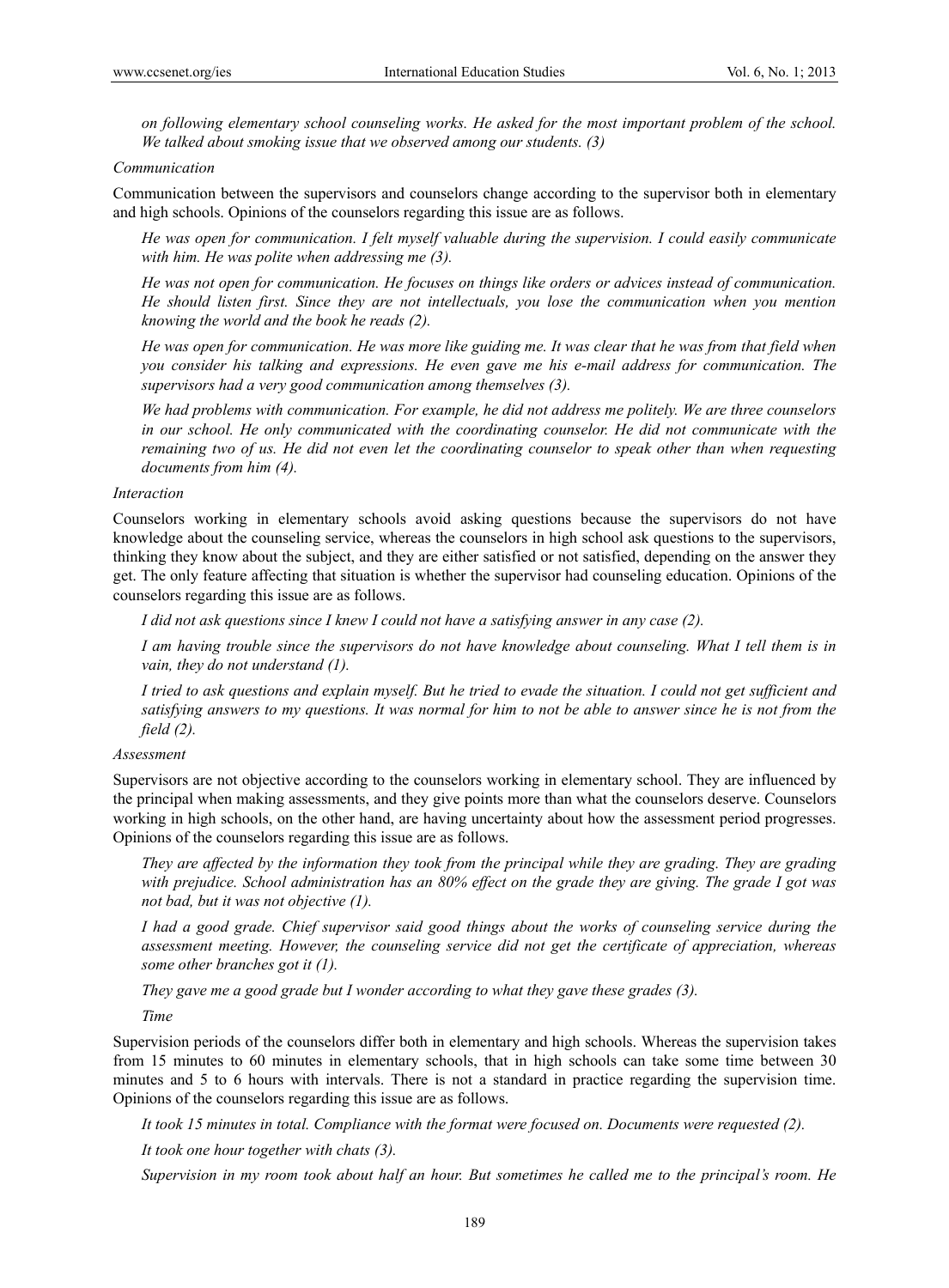*on following elementary school counseling works. He asked for the most important problem of the school. We talked about smoking issue that we observed among our students. (3)*

*Communication*

Communication between the supervisors and counselors change according to the supervisor both in elementary and high schools. Opinions of the counselors regarding this issue are as follows.

> *He was open for communication. I felt myself valuable during the supervision. I could easily communicate with him. He was polite when addressing me (3).*
>
> *He was not open for communication. He focuses on things like orders or advices instead of communication. He should listen first. Since they are not intellectuals, you lose the communication when you mention knowing the world and the book he reads (2).*
>
> *He was open for communication. He was more like guiding me. It was clear that he was from that field when you consider his talking and expressions. He even gave me his e-mail address for communication. The supervisors had a very good communication among themselves (3).*
>
> *We had problems with communication. For example, he did not address me politely. We are three counselors in our school. He only communicated with the coordinating counselor. He did not communicate with the remaining two of us. He did not even let the coordinating counselor to speak other than when requesting documents from him (4).*

*Interaction*

Counselors working in elementary schools avoid asking questions because the supervisors do not have knowledge about the counseling service, whereas the counselors in high school ask questions to the supervisors, thinking they know about the subject, and they are either satisfied or not satisfied, depending on the answer they get. The only feature affecting that situation is whether the supervisor had counseling education. Opinions of the counselors regarding this issue are as follows.

> *I did not ask questions since I knew I could not have a satisfying answer in any case (2).*
>
> *I am having trouble since the supervisors do not have knowledge about counseling. What I tell them is in vain, they do not understand (1).*
>
> *I tried to ask questions and explain myself. But he tried to evade the situation. I could not get sufficient and satisfying answers to my questions. It was normal for him to not be able to answer since he is not from the field (2).*

*Assessment*

Supervisors are not objective according to the counselors working in elementary school. They are influenced by the principal when making assessments, and they give points more than what the counselors deserve. Counselors working in high schools, on the other hand, are having uncertainty about how the assessment period progresses. Opinions of the counselors regarding this issue are as follows.

> *They are affected by the information they took from the principal while they are grading. They are grading with prejudice. School administration has an 80% effect on the grade they are giving. The grade I got was not bad, but it was not objective (1).*
>
> *I had a good grade. Chief supervisor said good things about the works of counseling service during the assessment meeting. However, the counseling service did not get the certificate of appreciation, whereas some other branches got it (1).*
>
> *They gave me a good grade but I wonder according to what they gave these grades (3).*

*Time*

Supervision periods of the counselors differ both in elementary and high schools. Whereas the supervision takes from 15 minutes to 60 minutes in elementary schools, that in high schools can take some time between 30 minutes and 5 to 6 hours with intervals. There is not a standard in practice regarding the supervision time. Opinions of the counselors regarding this issue are as follows.

> *It took 15 minutes in total. Compliance with the format were focused on. Documents were requested (2).*
>
> *It took one hour together with chats (3).*
>
> *Supervision in my room took about half an hour. But sometimes he called me to the principal's room. He*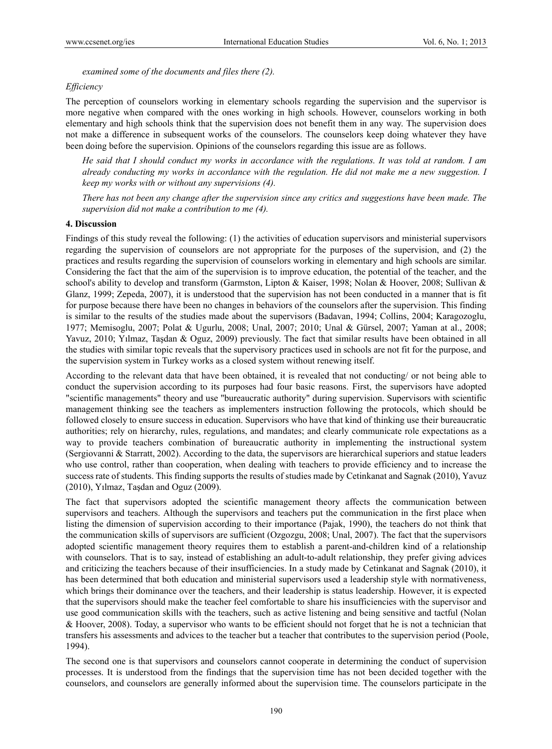*examined some of the documents and files there (2).*

*Efficiency*

The perception of counselors working in elementary schools regarding the supervision and the supervisor is more negative when compared with the ones working in high schools. However, counselors working in both elementary and high schools think that the supervision does not benefit them in any way. The supervision does not make a difference in subsequent works of the counselors. The counselors keep doing whatever they have been doing before the supervision. Opinions of the counselors regarding this issue are as follows.

> *He said that I should conduct my works in accordance with the regulations. It was told at random. I am already conducting my works in accordance with the regulation. He did not make me a new suggestion. I keep my works with or without any supervisions (4).*

> *There has not been any change after the supervision since any critics and suggestions have been made. The supervision did not make a contribution to me (4).*

## 4. Discussion

Findings of this study reveal the following: (1) the activities of education supervisors and ministerial supervisors regarding the supervision of counselors are not appropriate for the purposes of the supervision, and (2) the practices and results regarding the supervision of counselors working in elementary and high schools are similar. Considering the fact that the aim of the supervision is to improve education, the potential of the teacher, and the school's ability to develop and transform (Garmston, Lipton & Kaiser, 1998; Nolan & Hoover, 2008; Sullivan & Glanz, 1999; Zepeda, 2007), it is understood that the supervision has not been conducted in a manner that is fit for purpose because there have been no changes in behaviors of the counselors after the supervision. This finding is similar to the results of the studies made about the supervisors (Badavan, 1994; Collins, 2004; Karagozoglu, 1977; Memisoglu, 2007; Polat & Ugurlu, 2008; Unal, 2007; 2010; Unal & Gürsel, 2007; Yaman at al., 2008; Yavuz, 2010; Yılmaz, Taşdan & Oguz, 2009) previously. The fact that similar results have been obtained in all the studies with similar topic reveals that the supervisory practices used in schools are not fit for the purpose, and the supervision system in Turkey works as a closed system without renewing itself.

According to the relevant data that have been obtained, it is revealed that not conducting/ or not being able to conduct the supervision according to its purposes had four basic reasons. First, the supervisors have adopted "scientific managements" theory and use "bureaucratic authority" during supervision. Supervisors with scientific management thinking see the teachers as implementers instruction following the protocols, which should be followed closely to ensure success in education. Supervisors who have that kind of thinking use their bureaucratic authorities; rely on hierarchy, rules, regulations, and mandates; and clearly communicate role expectations as a way to provide teachers combination of bureaucratic authority in implementing the instructional system (Sergiovanni & Starratt, 2002). According to the data, the supervisors are hierarchical superiors and statue leaders who use control, rather than cooperation, when dealing with teachers to provide efficiency and to increase the success rate of students. This finding supports the results of studies made by Cetinkanat and Sagnak (2010), Yavuz (2010), Yılmaz, Taşdan and Oguz (2009).

The fact that supervisors adopted the scientific management theory affects the communication between supervisors and teachers. Although the supervisors and teachers put the communication in the first place when listing the dimension of supervision according to their importance (Pajak, 1990), the teachers do not think that the communication skills of supervisors are sufficient (Ozgozgu, 2008; Unal, 2007). The fact that the supervisors adopted scientific management theory requires them to establish a parent-and-children kind of a relationship with counselors. That is to say, instead of establishing an adult-to-adult relationship, they prefer giving advices and criticizing the teachers because of their insufficiencies. In a study made by Cetinkanat and Sagnak (2010), it has been determined that both education and ministerial supervisors used a leadership style with normativeness, which brings their dominance over the teachers, and their leadership is status leadership. However, it is expected that the supervisors should make the teacher feel comfortable to share his insufficiencies with the supervisor and use good communication skills with the teachers, such as active listening and being sensitive and tactful (Nolan & Hoover, 2008). Today, a supervisor who wants to be efficient should not forget that he is not a technician that transfers his assessments and advices to the teacher but a teacher that contributes to the supervision period (Poole, 1994).

The second one is that supervisors and counselors cannot cooperate in determining the conduct of supervision processes. It is understood from the findings that the supervision time has not been decided together with the counselors, and counselors are generally informed about the supervision time. The counselors participate in the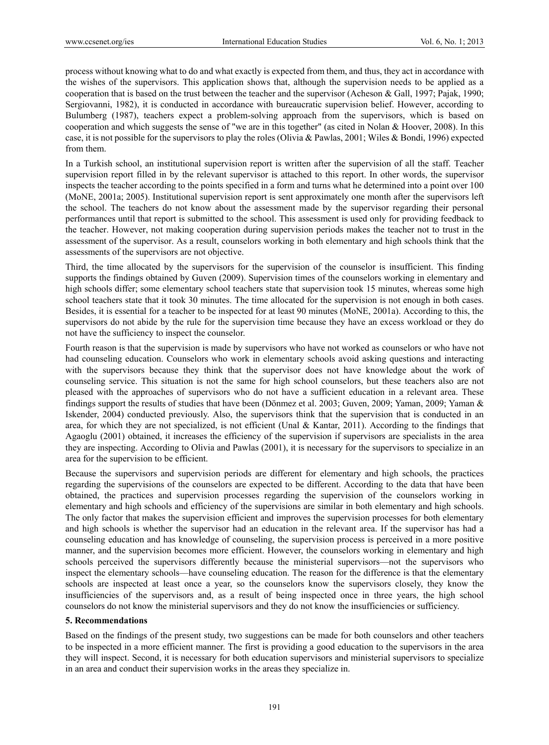process without knowing what to do and what exactly is expected from them, and thus, they act in accordance with the wishes of the supervisors. This application shows that, although the supervision needs to be applied as a cooperation that is based on the trust between the teacher and the supervisor (Acheson & Gall, 1997; Pajak, 1990; Sergiovanni, 1982), it is conducted in accordance with bureaucratic supervision belief. However, according to Bulumberg (1987), teachers expect a problem-solving approach from the supervisors, which is based on cooperation and which suggests the sense of "we are in this together" (as cited in Nolan & Hoover, 2008). In this case, it is not possible for the supervisors to play the roles (Olivia & Pawlas, 2001; Wiles & Bondi, 1996) expected from them.

In a Turkish school, an institutional supervision report is written after the supervision of all the staff. Teacher supervision report filled in by the relevant supervisor is attached to this report. In other words, the supervisor inspects the teacher according to the points specified in a form and turns what he determined into a point over 100 (MoNE, 2001a; 2005). Institutional supervision report is sent approximately one month after the supervisors left the school. The teachers do not know about the assessment made by the supervisor regarding their personal performances until that report is submitted to the school. This assessment is used only for providing feedback to the teacher. However, not making cooperation during supervision periods makes the teacher not to trust in the assessment of the supervisor. As a result, counselors working in both elementary and high schools think that the assessments of the supervisors are not objective.

Third, the time allocated by the supervisors for the supervision of the counselor is insufficient. This finding supports the findings obtained by Guven (2009). Supervision times of the counselors working in elementary and high schools differ; some elementary school teachers state that supervision took 15 minutes, whereas some high school teachers state that it took 30 minutes. The time allocated for the supervision is not enough in both cases. Besides, it is essential for a teacher to be inspected for at least 90 minutes (MoNE, 2001a). According to this, the supervisors do not abide by the rule for the supervision time because they have an excess workload or they do not have the sufficiency to inspect the counselor.

Fourth reason is that the supervision is made by supervisors who have not worked as counselors or who have not had counseling education. Counselors who work in elementary schools avoid asking questions and interacting with the supervisors because they think that the supervisor does not have knowledge about the work of counseling service. This situation is not the same for high school counselors, but these teachers also are not pleased with the approaches of supervisors who do not have a sufficient education in a relevant area. These findings support the results of studies that have been (Dönmez et al. 2003; Guven, 2009; Yaman, 2009; Yaman & Iskender, 2004) conducted previously. Also, the supervisors think that the supervision that is conducted in an area, for which they are not specialized, is not efficient (Unal & Kantar, 2011). According to the findings that Agaoglu (2001) obtained, it increases the efficiency of the supervision if supervisors are specialists in the area they are inspecting. According to Olivia and Pawlas (2001), it is necessary for the supervisors to specialize in an area for the supervision to be efficient.

Because the supervisors and supervision periods are different for elementary and high schools, the practices regarding the supervisions of the counselors are expected to be different. According to the data that have been obtained, the practices and supervision processes regarding the supervision of the counselors working in elementary and high schools and efficiency of the supervisions are similar in both elementary and high schools. The only factor that makes the supervision efficient and improves the supervision processes for both elementary and high schools is whether the supervisor had an education in the relevant area. If the supervisor has had a counseling education and has knowledge of counseling, the supervision process is perceived in a more positive manner, and the supervision becomes more efficient. However, the counselors working in elementary and high schools perceived the supervisors differently because the ministerial supervisors—not the supervisors who inspect the elementary schools—have counseling education. The reason for the difference is that the elementary schools are inspected at least once a year, so the counselors know the supervisors closely, they know the insufficiencies of the supervisors and, as a result of being inspected once in three years, the high school counselors do not know the ministerial supervisors and they do not know the insufficiencies or sufficiency.

## 5. Recommendations

Based on the findings of the present study, two suggestions can be made for both counselors and other teachers to be inspected in a more efficient manner. The first is providing a good education to the supervisors in the area they will inspect. Second, it is necessary for both education supervisors and ministerial supervisors to specialize in an area and conduct their supervision works in the areas they specialize in.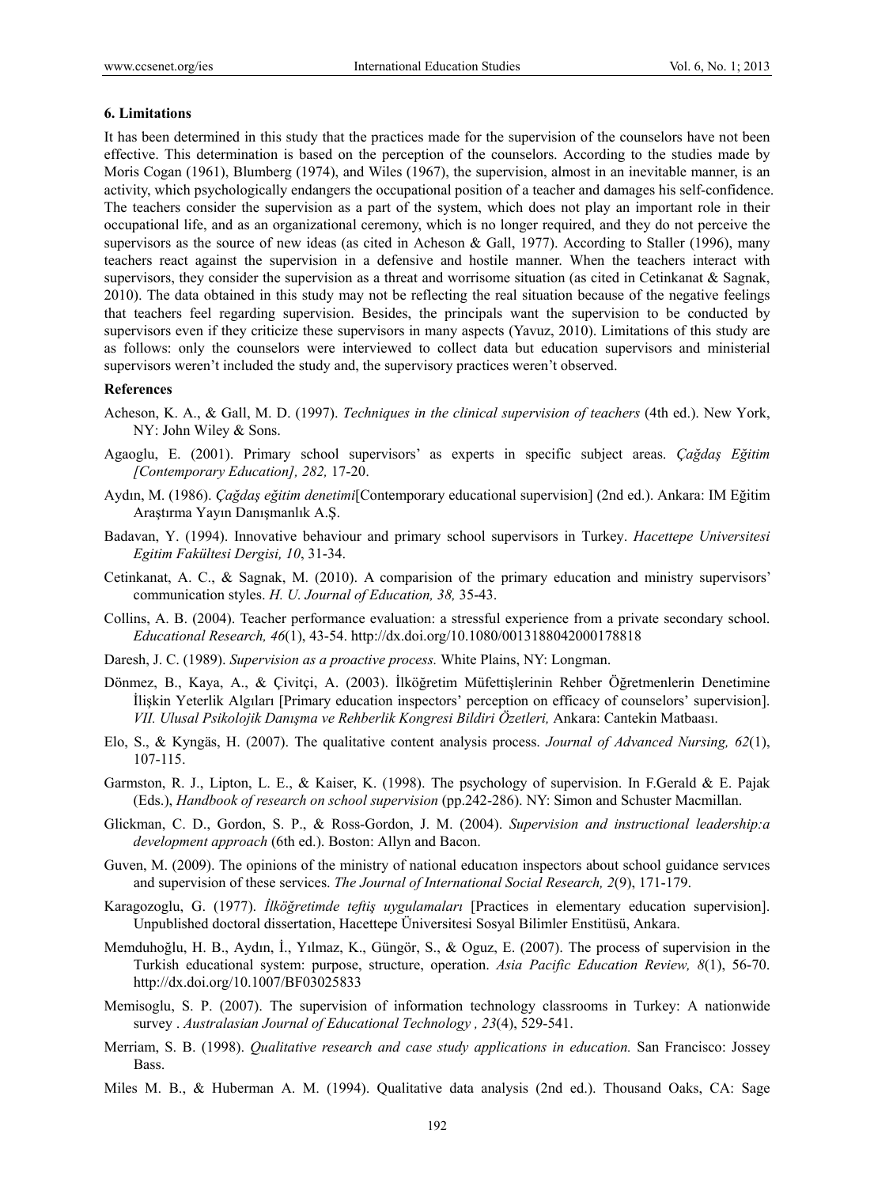**6. Limitations**

It has been determined in this study that the practices made for the supervision of the counselors have not been effective. This determination is based on the perception of the counselors. According to the studies made by Moris Cogan (1961), Blumberg (1974), and Wiles (1967), the supervision, almost in an inevitable manner, is an activity, which psychologically endangers the occupational position of a teacher and damages his self-confidence. The teachers consider the supervision as a part of the system, which does not play an important role in their occupational life, and as an organizational ceremony, which is no longer required, and they do not perceive the supervisors as the source of new ideas (as cited in Acheson & Gall, 1977). According to Staller (1996), many teachers react against the supervision in a defensive and hostile manner. When the teachers interact with supervisors, they consider the supervision as a threat and worrisome situation (as cited in Cetinkanat & Sagnak, 2010). The data obtained in this study may not be reflecting the real situation because of the negative feelings that teachers feel regarding supervision. Besides, the principals want the supervision to be conducted by supervisors even if they criticize these supervisors in many aspects (Yavuz, 2010). Limitations of this study are as follows: only the counselors were interviewed to collect data but education supervisors and ministerial supervisors weren't included the study and, the supervisory practices weren't observed.

**References**

Acheson, K. A., & Gall, M. D. (1997). *Techniques in the clinical supervision of teachers* (4th ed.). New York, NY: John Wiley & Sons.

Agaoglu, E. (2001). Primary school supervisors' as experts in specific subject areas. *Çağdaş Eğitim [Contemporary Education], 282,* 17-20.

Aydın, M. (1986). *Çağdaş eğitim denetimi*[Contemporary educational supervision] (2nd ed.). Ankara: IM Eğitim Araştırma Yayın Danışmanlık A.Ş.

Badavan, Y. (1994). Innovative behaviour and primary school supervisors in Turkey. *Hacettepe Universitesi Egitim Fakültesi Dergisi, 10*, 31-34.

Cetinkanat, A. C., & Sagnak, M. (2010). A comparision of the primary education and ministry supervisors' communication styles. *H. U. Journal of Education, 38,* 35-43.

Collins, A. B. (2004). Teacher performance evaluation: a stressful experience from a private secondary school. *Educational Research, 46*(1), 43-54. http://dx.doi.org/10.1080/0013188042000178818

Daresh, J. C. (1989). *Supervision as a proactive process.* White Plains, NY: Longman.

Dönmez, B., Kaya, A., & Çivitçi, A. (2003). İlköğretim Müfettişlerinin Rehber Öğretmenlerin Denetimine İlişkin Yeterlik Algıları [Primary education inspectors' perception on efficacy of counselors' supervision]. *VII. Ulusal Psikolojik Danışma ve Rehberlik Kongresi Bildiri Özetleri,* Ankara: Cantekin Matbaası.

Elo, S., & Kyngäs, H. (2007). The qualitative content analysis process. *Journal of Advanced Nursing, 62*(1), 107-115.

Garmston, R. J., Lipton, L. E., & Kaiser, K. (1998). The psychology of supervision. In F.Gerald & E. Pajak (Eds.), *Handbook of research on school supervision* (pp.242-286). NY: Simon and Schuster Macmillan.

Glickman, C. D., Gordon, S. P., & Ross-Gordon, J. M. (2004). *Supervision and instructional leadership:a development approach* (6th ed.). Boston: Allyn and Bacon.

Guven, M. (2009). The opinions of the ministry of national educatıon inspectors about school guidance servıces and supervision of these services. *The Journal of International Social Research, 2*(9), 171-179.

Karagozoglu, G. (1977). *İlköğretimde teftiş uygulamaları* [Practices in elementary education supervision]. Unpublished doctoral dissertation, Hacettepe Üniversitesi Sosyal Bilimler Enstitüsü, Ankara.

Memduhoğlu, H. B., Aydın, İ., Yılmaz, K., Güngör, S., & Oguz, E. (2007). The process of supervision in the Turkish educational system: purpose, structure, operation. *Asia Pacific Education Review, 8*(1), 56-70. http://dx.doi.org/10.1007/BF03025833

Memisoglu, S. P. (2007). The supervision of information technology classrooms in Turkey: A nationwide survey . *Australasian Journal of Educational Technology , 23*(4), 529-541.

Merriam, S. B. (1998). *Qualitative research and case study applications in education.* San Francisco: Jossey Bass.

Miles M. B., & Huberman A. M. (1994). Qualitative data analysis (2nd ed.). Thousand Oaks, CA: Sage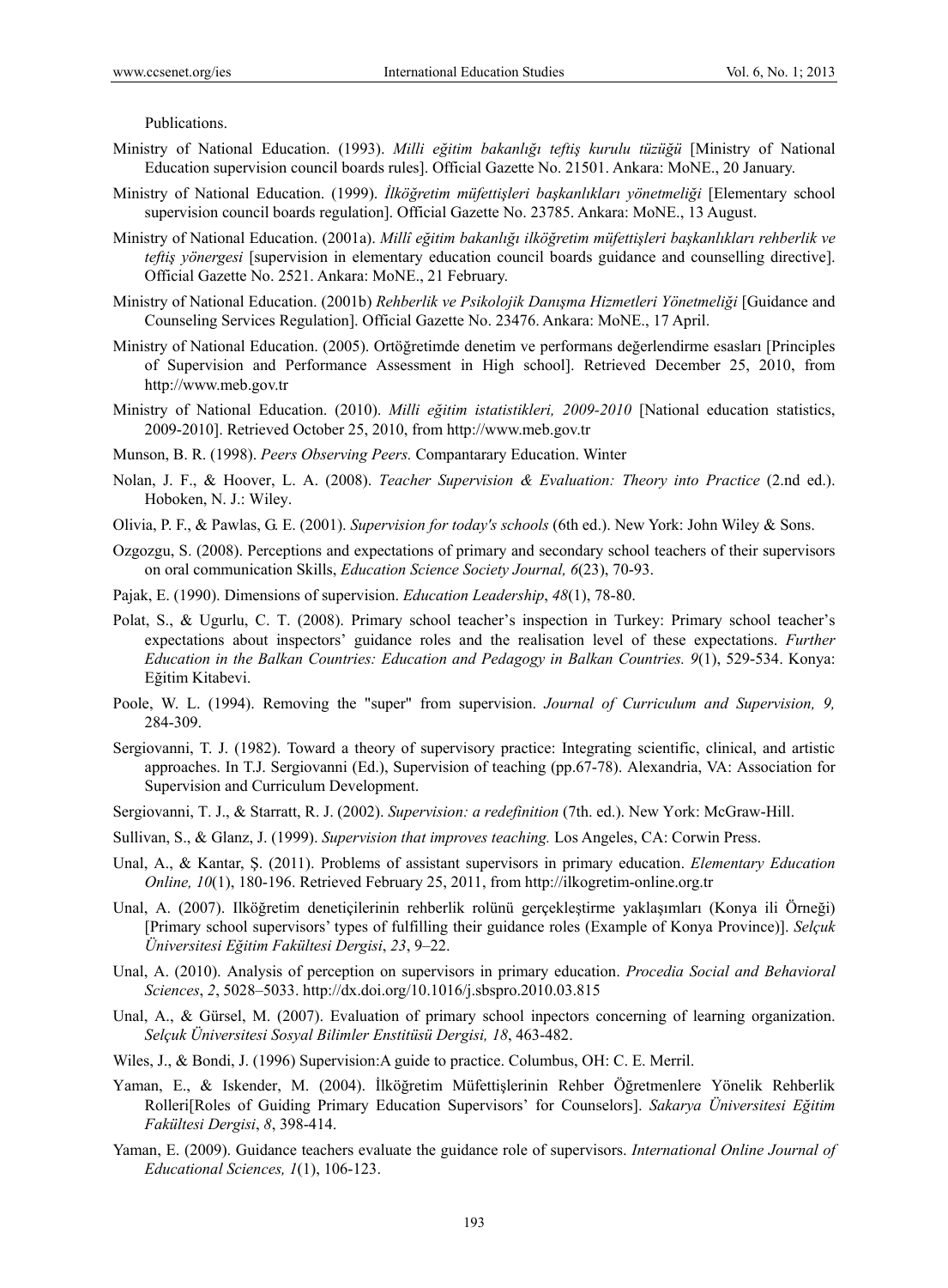Publications.

Ministry of National Education. (1993). *Milli eğitim bakanlığı teftiş kurulu tüzüğü* [Ministry of National Education supervision council boards rules]. Official Gazette No. 21501. Ankara: MoNE., 20 January.

Ministry of National Education. (1999). *İlköğretim müfettişleri başkanlıkları yönetmeliği* [Elementary school supervision council boards regulation]. Official Gazette No. 23785. Ankara: MoNE., 13 August.

Ministry of National Education. (2001a). *Millî eğitim bakanlığı ilköğretim müfettişleri başkanlıkları rehberlik ve teftiş yönergesi* [supervision in elementary education council boards guidance and counselling directive]. Official Gazette No. 2521. Ankara: MoNE., 21 February.

Ministry of National Education. (2001b) *Rehberlik ve Psikolojik Danışma Hizmetleri Yönetmeliği* [Guidance and Counseling Services Regulation]. Official Gazette No. 23476. Ankara: MoNE., 17 April.

Ministry of National Education. (2005). Ortöğretimde denetim ve performans değerlendirme esasları [Principles of Supervision and Performance Assessment in High school]. Retrieved December 25, 2010, from http://www.meb.gov.tr

Ministry of National Education. (2010). *Milli eğitim istatistikleri, 2009-2010* [National education statistics, 2009-2010]. Retrieved October 25, 2010, from http://www.meb.gov.tr

Munson, B. R. (1998). *Peers Observing Peers.* Compantarary Education. Winter

Nolan, J. F., & Hoover, L. A. (2008). *Teacher Supervision & Evaluation: Theory into Practice* (2.nd ed.). Hoboken, N. J.: Wiley.

Olivia, P. F., & Pawlas, G. E. (2001). *Supervision for today's schools* (6th ed.). New York: John Wiley & Sons.

Ozgozgu, S. (2008). Perceptions and expectations of primary and secondary school teachers of their supervisors on oral communication Skills, *Education Science Society Journal, 6*(23), 70-93.

Pajak, E. (1990). Dimensions of supervision. *Education Leadership*, *48*(1), 78-80.

Polat, S., & Ugurlu, C. T. (2008). Primary school teacher's inspection in Turkey: Primary school teacher's expectations about inspectors' guidance roles and the realisation level of these expectations. *Further Education in the Balkan Countries: Education and Pedagogy in Balkan Countries. 9*(1), 529-534. Konya: Eğitim Kitabevi.

Poole, W. L. (1994). Removing the "super" from supervision. *Journal of Curriculum and Supervision, 9,* 284-309.

Sergiovanni, T. J. (1982). Toward a theory of supervisory practice: Integrating scientific, clinical, and artistic approaches. In T.J. Sergiovanni (Ed.), Supervision of teaching (pp.67-78). Alexandria, VA: Association for Supervision and Curriculum Development.

Sergiovanni, T. J., & Starratt, R. J. (2002). *Supervision: a redefinition* (7th. ed.). New York: McGraw-Hill.

Sullivan, S., & Glanz, J. (1999). *Supervision that improves teaching.* Los Angeles, CA: Corwin Press.

Unal, A., & Kantar, Ş. (2011). Problems of assistant supervisors in primary education. *Elementary Education Online, 10*(1), 180-196. Retrieved February 25, 2011, from http://ilkogretim-online.org.tr

Unal, A. (2007). Ilköğretim denetiçilerinin rehberlik rolünü gerçekleştirme yaklaşımları (Konya ili Örneği) [Primary school supervisors' types of fulfilling their guidance roles (Example of Konya Province)]. *Selçuk Üniversitesi Eğitim Fakültesi Dergisi*, *23*, 9–22.

Unal, A. (2010). Analysis of perception on supervisors in primary education. *Procedia Social and Behavioral Sciences*, *2*, 5028–5033. http://dx.doi.org/10.1016/j.sbspro.2010.03.815

Unal, A., & Gürsel, M. (2007). Evaluation of primary school inpectors concerning of learning organization. *Selçuk Üniversitesi Sosyal Bilimler Enstitüsü Dergisi, 18*, 463-482.

Wiles, J., & Bondi, J. (1996) Supervision:A guide to practice. Columbus, OH: C. E. Merril.

Yaman, E., & Iskender, M. (2004). İlköğretim Müfettişlerinin Rehber Öğretmenlere Yönelik Rehberlik Rolleri[Roles of Guiding Primary Education Supervisors' for Counselors]. *Sakarya Üniversitesi Eğitim Fakültesi Dergisi*, *8*, 398-414.

Yaman, E. (2009). Guidance teachers evaluate the guidance role of supervisors. *International Online Journal of Educational Sciences, 1*(1), 106-123.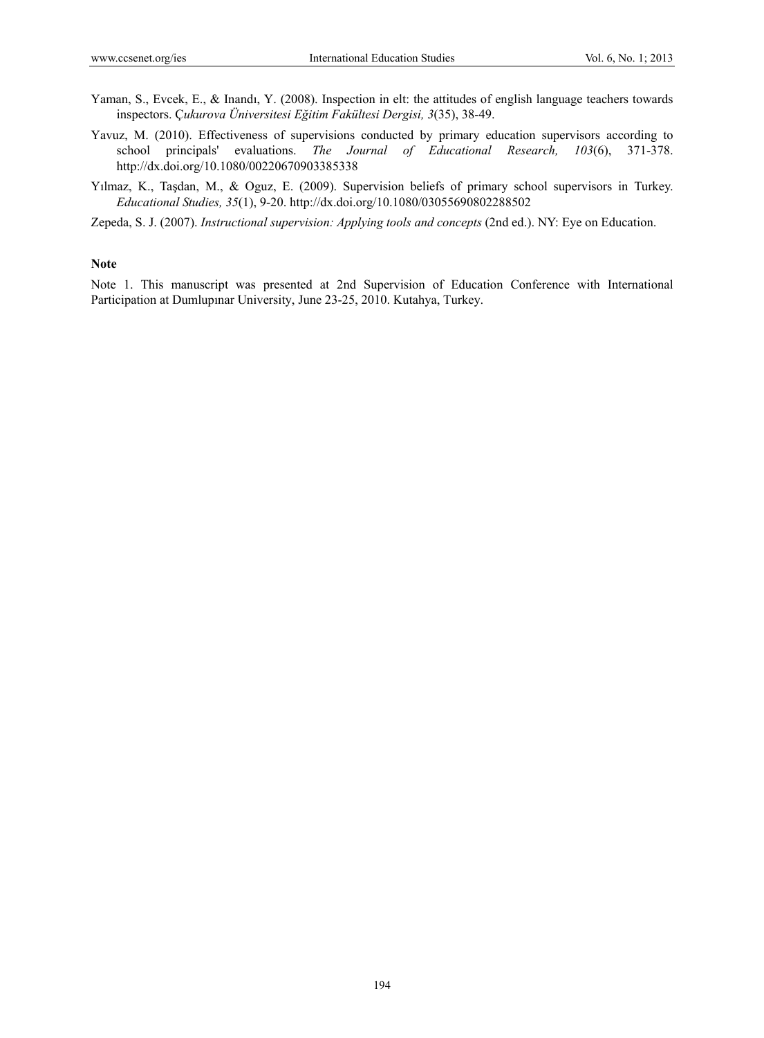Yaman, S., Evcek, E., & Inandı, Y. (2008). Inspection in elt: the attitudes of english language teachers towards inspectors. *Çukurova Üniversitesi Eğitim Fakültesi Dergisi, 3*(35), 38-49.

Yavuz, M. (2010). Effectiveness of supervisions conducted by primary education supervisors according to school principals' evaluations. *The Journal of Educational Research, 103*(6), 371-378. http://dx.doi.org/10.1080/00220670903385338

Yılmaz, K., Taşdan, M., & Oguz, E. (2009). Supervision beliefs of primary school supervisors in Turkey. *Educational Studies, 35*(1), 9-20. http://dx.doi.org/10.1080/03055690802288502

Zepeda, S. J. (2007). *Instructional supervision: Applying tools and concepts* (2nd ed.). NY: Eye on Education.

**Note**

Note 1. This manuscript was presented at 2nd Supervision of Education Conference with International Participation at Dumlupınar University, June 23-25, 2010. Kutahya, Turkey.